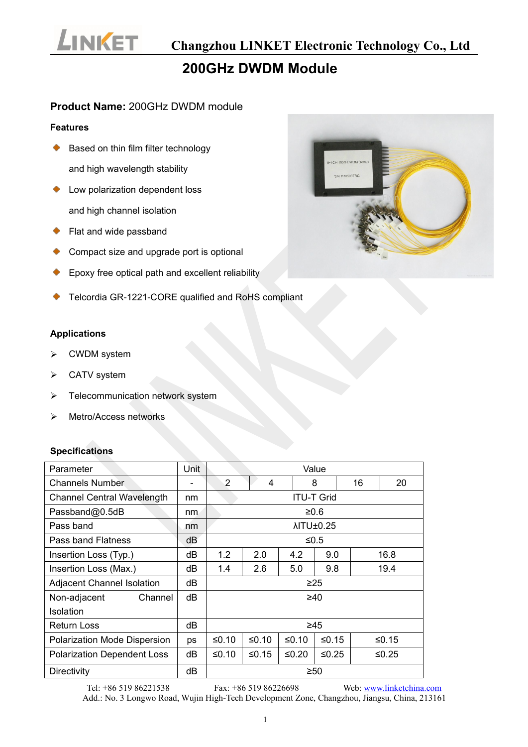# 200GHz DWDM Module

**Product Name:** 200GHz DWDM module

### Features

- Based on thin film filter technology and high wavelength stability
- Low polarization dependent loss and high channel isolation
- Flat and wide passband
- Compact size and upgrade port is optional
- Epoxy free optical path and excellent reliability
- Telcordia GR-1221-CORE qualified and RoHS compliant

### Applications

- CWDM system
- CATV system
- Telecommunication network system
- Metro/Access networks

### Specifications

| Parameter | Unit | Value | | | | |
|---|---|---|---|---|---|---|
| Channels Number | - | 2 | 4 | 8 | 16 | 20 |
| Channel Central Wavelength | nm | ITU-T Grid | | | | |
| Passband@0.5dB | nm | ≥0.6 | | | | |
| Pass band | nm | λITU±0.25 | | | | |
| Pass band Flatness | dB | ≤0.5 | | | | |
| Insertion Loss (Typ.) | dB | 1.2 | 2.0 | 4.2 | 9.0 | 16.8 |
| Insertion Loss (Max.) | dB | 1.4 | 2.6 | 5.0 | 9.8 | 19.4 |
| Adjacent Channel Isolation | dB | ≥25 | | | | |
| Non-adjacent Channel Isolation | dB | ≥40 | | | | |
| Return Loss | dB | ≥45 | | | | |
| Polarization Mode Dispersion | ps | ≤0.10 | ≤0.10 | ≤0.10 | ≤0.15 | ≤0.15 |
| Polarization Dependent Loss | dB | ≤0.10 | ≤0.15 | ≤0.20 | ≤0.25 | ≤0.25 |
| Directivity | dB | ≥50 | | | | |

Tel: +86 519 86221538 Fax: +86 519 86226698 Web: www.linketchina.com
Add.: No. 3 Longwo Road, Wujin High-Tech Development Zone, Changzhou, Jiangsu, China, 213161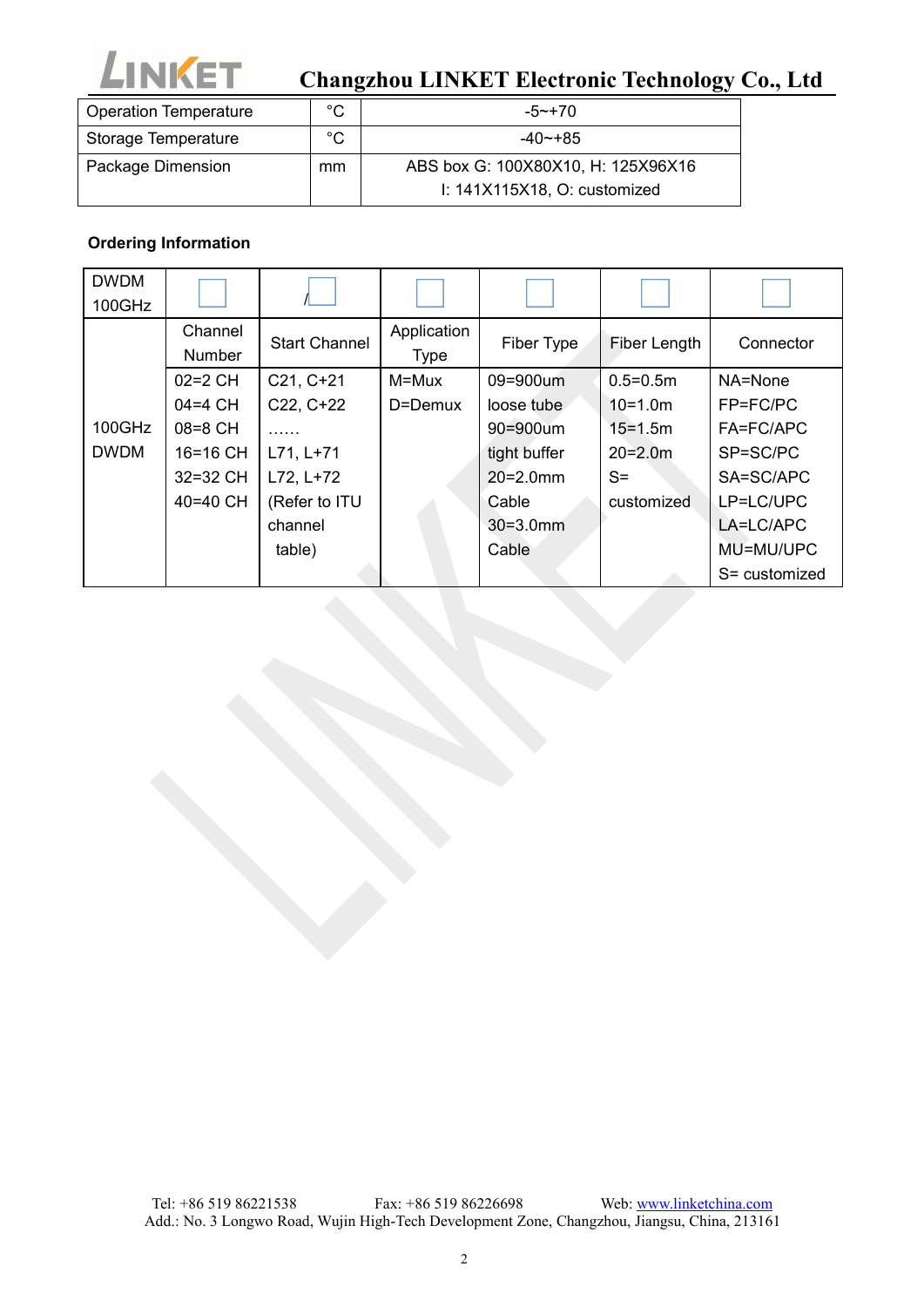| | | |
|---|---|---|
| Operation Temperature | °C | -5~+70 |
| Storage Temperature | °C | -40~+85 |
| Package Dimension | mm | ABS box G: 100X80X10, H: 125X96X16<br>I: 141X115X18, O: customized |

**Ordering Information**

| DWDM 100GHz | ☐ | /☐ | ☐ | ☐ | ☐ | ☐ |
|---|---|---|---|---|---|---|
| | Channel Number | Start Channel | Application Type | Fiber Type | Fiber Length | Connector |
| 100GHz DWDM | 02=2 CH<br>04=4 CH<br>08=8 CH<br>16=16 CH<br>32=32 CH<br>40=40 CH | C21, C+21<br>C22, C+22<br>……<br>L71, L+71<br>L72, L+72<br>(Refer to ITU channel table) | M=Mux<br>D=Demux | 09=900um loose tube<br>90=900um tight buffer<br>20=2.0mm Cable<br>30=3.0mm Cable | 0.5=0.5m<br>10=1.0m<br>15=1.5m<br>20=2.0m<br>S= customized | NA=None<br>FP=FC/PC<br>FA=FC/APC<br>SP=SC/PC<br>SA=SC/APC<br>LP=LC/UPC<br>LA=LC/APC<br>MU=MU/UPC<br>S= customized |

Tel: +86 519 86221538 Fax: +86 519 86226698 Web: www.linketchina.com
Add.: No. 3 Longwo Road, Wujin High-Tech Development Zone, Changzhou, Jiangsu, China, 213161